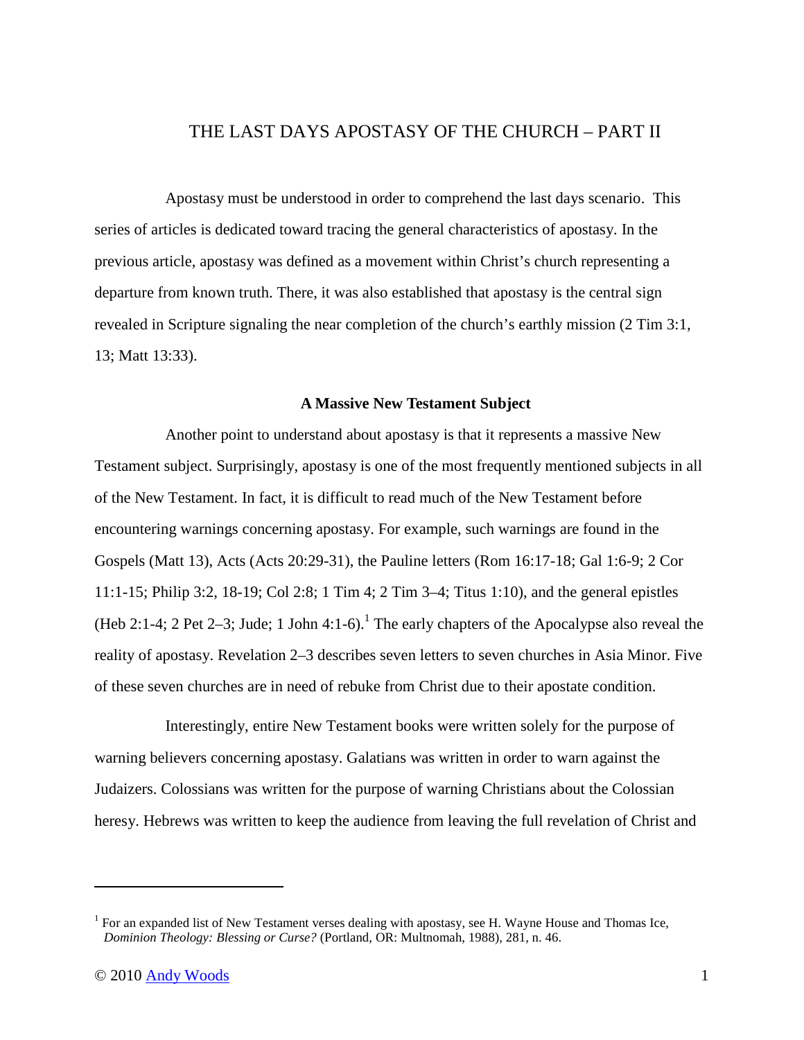# THE LAST DAYS APOSTASY OF THE CHURCH – PART II

Apostasy must be understood in order to comprehend the last days scenario. This series of articles is dedicated toward tracing the general characteristics of apostasy. In the previous article, apostasy was defined as a movement within Christ's church representing a departure from known truth. There, it was also established that apostasy is the central sign revealed in Scripture signaling the near completion of the church's earthly mission (2 Tim 3:1, 13; Matt 13:33).

**A Massive New Testament Subject**

Another point to understand about apostasy is that it represents a massive New Testament subject. Surprisingly, apostasy is one of the most frequently mentioned subjects in all of the New Testament. In fact, it is difficult to read much of the New Testament before encountering warnings concerning apostasy. For example, such warnings are found in the Gospels (Matt 13), Acts (Acts 20:29-31), the Pauline letters (Rom 16:17-18; Gal 1:6-9; 2 Cor 11:1-15; Philip 3:2, 18-19; Col 2:8; 1 Tim 4; 2 Tim 3–4; Titus 1:10), and the general epistles (Heb 2:1-4; 2 Pet 2–3; Jude; 1 John 4:1-6).[1] The early chapters of the Apocalypse also reveal the reality of apostasy. Revelation 2–3 describes seven letters to seven churches in Asia Minor. Five of these seven churches are in need of rebuke from Christ due to their apostate condition.

Interestingly, entire New Testament books were written solely for the purpose of warning believers concerning apostasy. Galatians was written in order to warn against the Judaizers. Colossians was written for the purpose of warning Christians about the Colossian heresy. Hebrews was written to keep the audience from leaving the full revelation of Christ and

---

[1] For an expanded list of New Testament verses dealing with apostasy, see H. Wayne House and Thomas Ice, *Dominion Theology: Blessing or Curse?* (Portland, OR: Multnomah, 1988), 281, n. 46.

© 2010 Andy Woods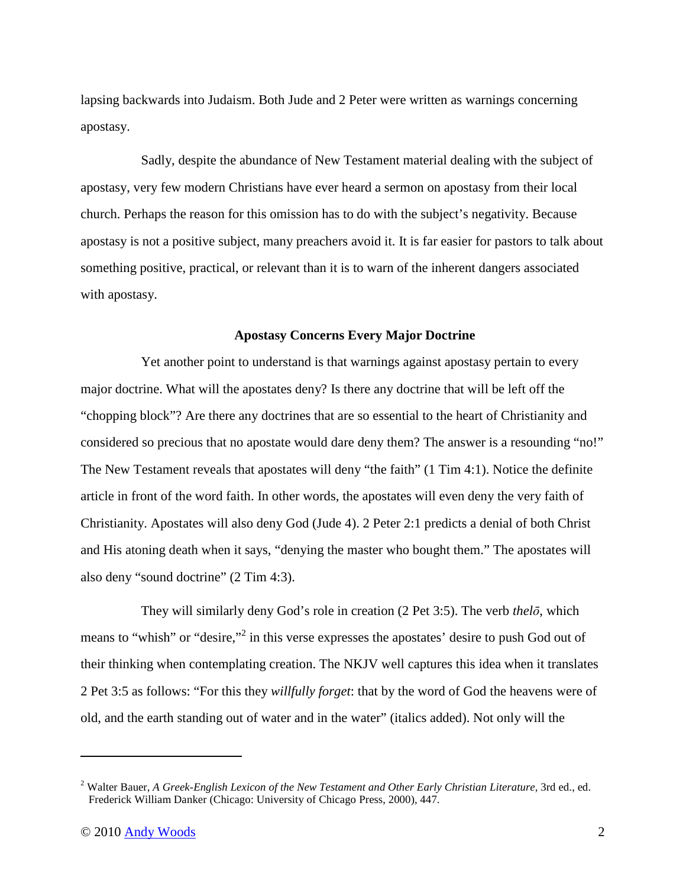lapsing backwards into Judaism. Both Jude and 2 Peter were written as warnings concerning apostasy.

Sadly, despite the abundance of New Testament material dealing with the subject of apostasy, very few modern Christians have ever heard a sermon on apostasy from their local church. Perhaps the reason for this omission has to do with the subject's negativity. Because apostasy is not a positive subject, many preachers avoid it. It is far easier for pastors to talk about something positive, practical, or relevant than it is to warn of the inherent dangers associated with apostasy.

### Apostasy Concerns Every Major Doctrine

Yet another point to understand is that warnings against apostasy pertain to every major doctrine. What will the apostates deny? Is there any doctrine that will be left off the "chopping block"? Are there any doctrines that are so essential to the heart of Christianity and considered so precious that no apostate would dare deny them? The answer is a resounding "no!" The New Testament reveals that apostates will deny "the faith" (1 Tim 4:1). Notice the definite article in front of the word faith. In other words, the apostates will even deny the very faith of Christianity. Apostates will also deny God (Jude 4). 2 Peter 2:1 predicts a denial of both Christ and His atoning death when it says, "denying the master who bought them." The apostates will also deny "sound doctrine" (2 Tim 4:3).

They will similarly deny God's role in creation (2 Pet 3:5). The verb *thelō*, which means to "whish" or "desire,"[2] in this verse expresses the apostates' desire to push God out of their thinking when contemplating creation. The NKJV well captures this idea when it translates 2 Pet 3:5 as follows: "For this they *willfully forget*: that by the word of God the heavens were of old, and the earth standing out of water and in the water" (italics added). Not only will the

---

[2] Walter Bauer, *A Greek-English Lexicon of the New Testament and Other Early Christian Literature*, 3rd ed., ed. Frederick William Danker (Chicago: University of Chicago Press, 2000), 447.

© 2010 Andy Woods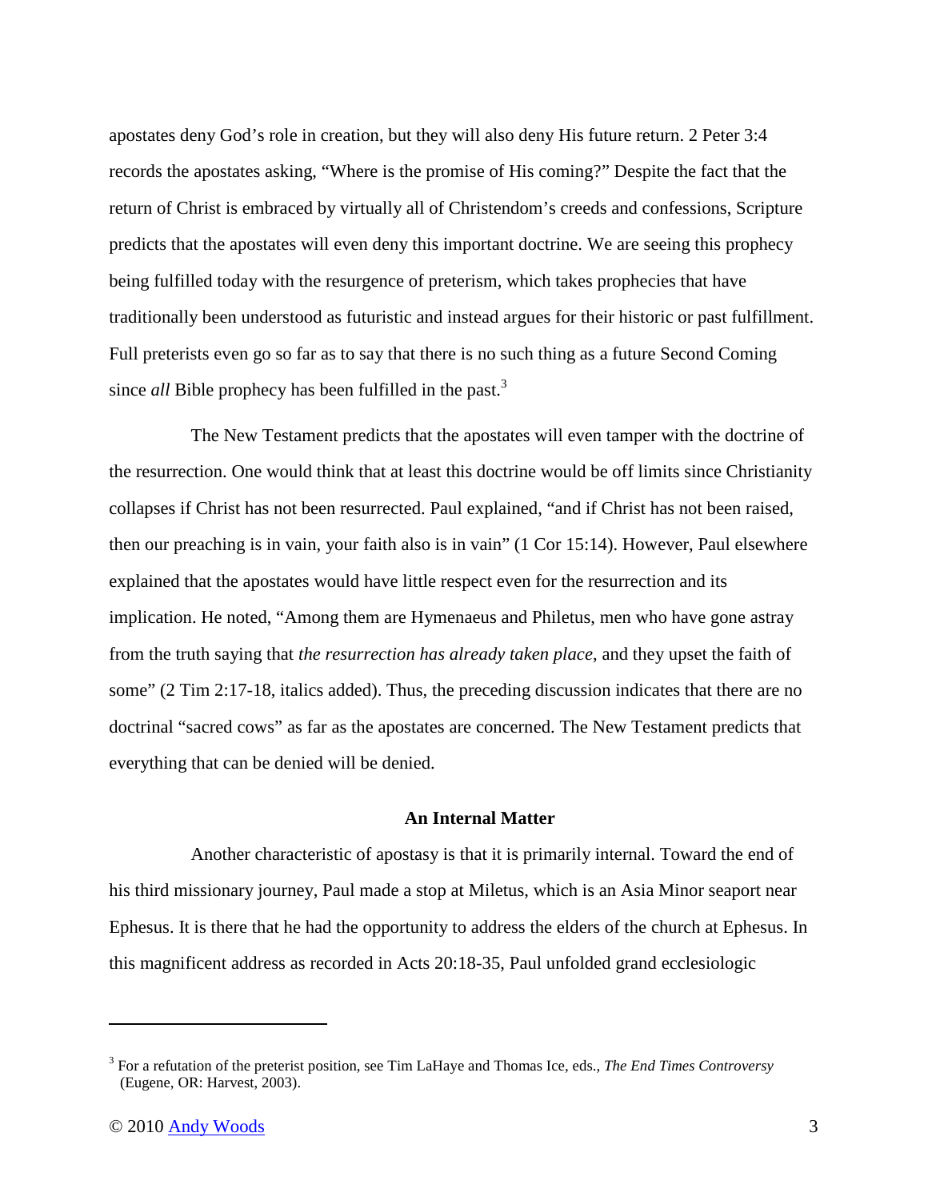apostates deny God's role in creation, but they will also deny His future return. 2 Peter 3:4 records the apostates asking, "Where is the promise of His coming?" Despite the fact that the return of Christ is embraced by virtually all of Christendom's creeds and confessions, Scripture predicts that the apostates will even deny this important doctrine. We are seeing this prophecy being fulfilled today with the resurgence of preterism, which takes prophecies that have traditionally been understood as futuristic and instead argues for their historic or past fulfillment. Full preterists even go so far as to say that there is no such thing as a future Second Coming since *all* Bible prophecy has been fulfilled in the past.[3]

The New Testament predicts that the apostates will even tamper with the doctrine of the resurrection. One would think that at least this doctrine would be off limits since Christianity collapses if Christ has not been resurrected. Paul explained, "and if Christ has not been raised, then our preaching is in vain, your faith also is in vain" (1 Cor 15:14). However, Paul elsewhere explained that the apostates would have little respect even for the resurrection and its implication. He noted, "Among them are Hymenaeus and Philetus, men who have gone astray from the truth saying that *the resurrection has already taken place*, and they upset the faith of some" (2 Tim 2:17-18, italics added). Thus, the preceding discussion indicates that there are no doctrinal "sacred cows" as far as the apostates are concerned. The New Testament predicts that everything that can be denied will be denied.

### An Internal Matter

Another characteristic of apostasy is that it is primarily internal. Toward the end of his third missionary journey, Paul made a stop at Miletus, which is an Asia Minor seaport near Ephesus. It is there that he had the opportunity to address the elders of the church at Ephesus. In this magnificent address as recorded in Acts 20:18-35, Paul unfolded grand ecclesiologic

---

[3] For a refutation of the preterist position, see Tim LaHaye and Thomas Ice, eds., *The End Times Controversy* (Eugene, OR: Harvest, 2003).

© 2010 Andy Woods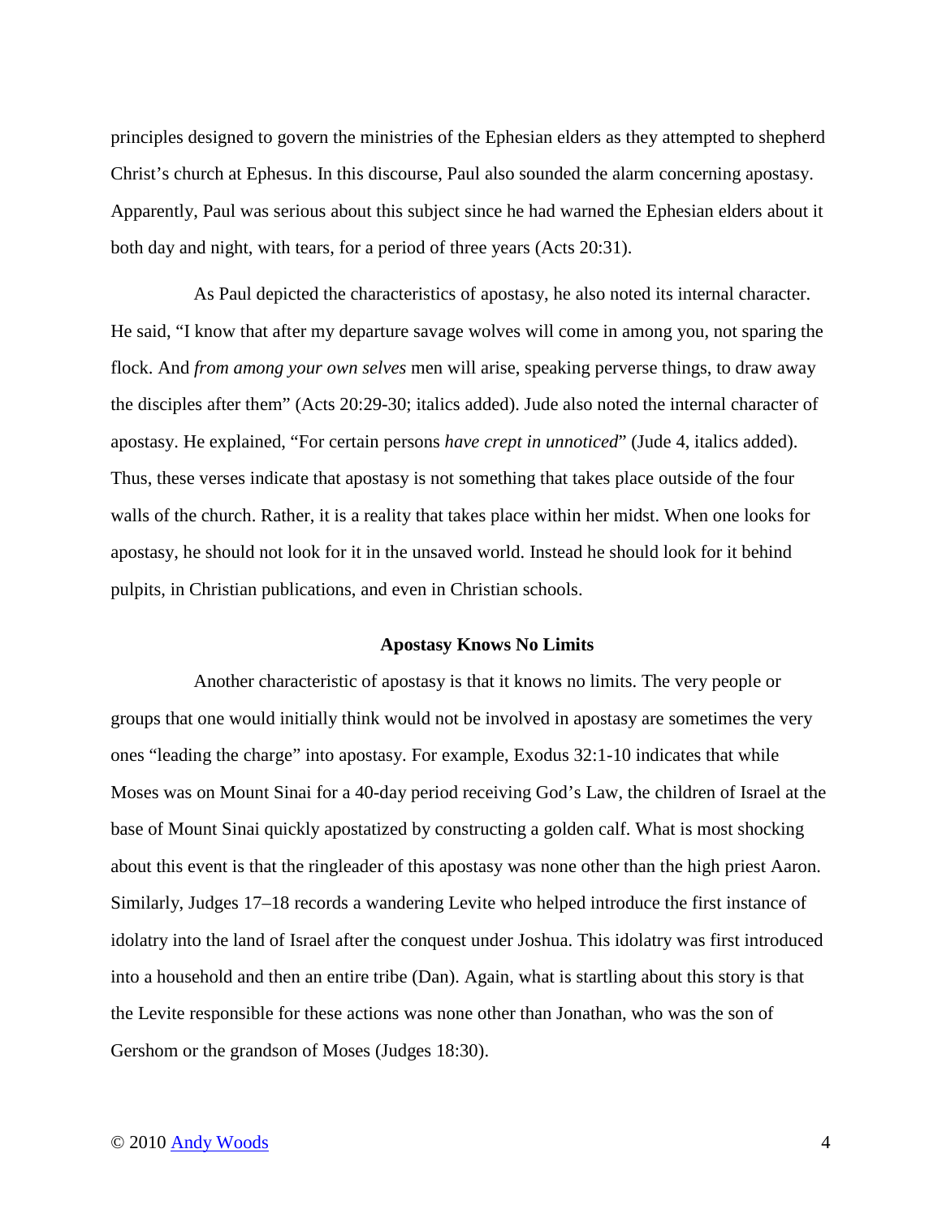principles designed to govern the ministries of the Ephesian elders as they attempted to shepherd Christ's church at Ephesus. In this discourse, Paul also sounded the alarm concerning apostasy. Apparently, Paul was serious about this subject since he had warned the Ephesian elders about it both day and night, with tears, for a period of three years (Acts 20:31).

As Paul depicted the characteristics of apostasy, he also noted its internal character. He said, "I know that after my departure savage wolves will come in among you, not sparing the flock. And *from among your own selves* men will arise, speaking perverse things, to draw away the disciples after them" (Acts 20:29-30; italics added). Jude also noted the internal character of apostasy. He explained, "For certain persons *have crept in unnoticed*" (Jude 4, italics added). Thus, these verses indicate that apostasy is not something that takes place outside of the four walls of the church. Rather, it is a reality that takes place within her midst. When one looks for apostasy, he should not look for it in the unsaved world. Instead he should look for it behind pulpits, in Christian publications, and even in Christian schools.

### Apostasy Knows No Limits

Another characteristic of apostasy is that it knows no limits. The very people or groups that one would initially think would not be involved in apostasy are sometimes the very ones "leading the charge" into apostasy. For example, Exodus 32:1-10 indicates that while Moses was on Mount Sinai for a 40-day period receiving God's Law, the children of Israel at the base of Mount Sinai quickly apostatized by constructing a golden calf. What is most shocking about this event is that the ringleader of this apostasy was none other than the high priest Aaron. Similarly, Judges 17–18 records a wandering Levite who helped introduce the first instance of idolatry into the land of Israel after the conquest under Joshua. This idolatry was first introduced into a household and then an entire tribe (Dan). Again, what is startling about this story is that the Levite responsible for these actions was none other than Jonathan, who was the son of Gershom or the grandson of Moses (Judges 18:30).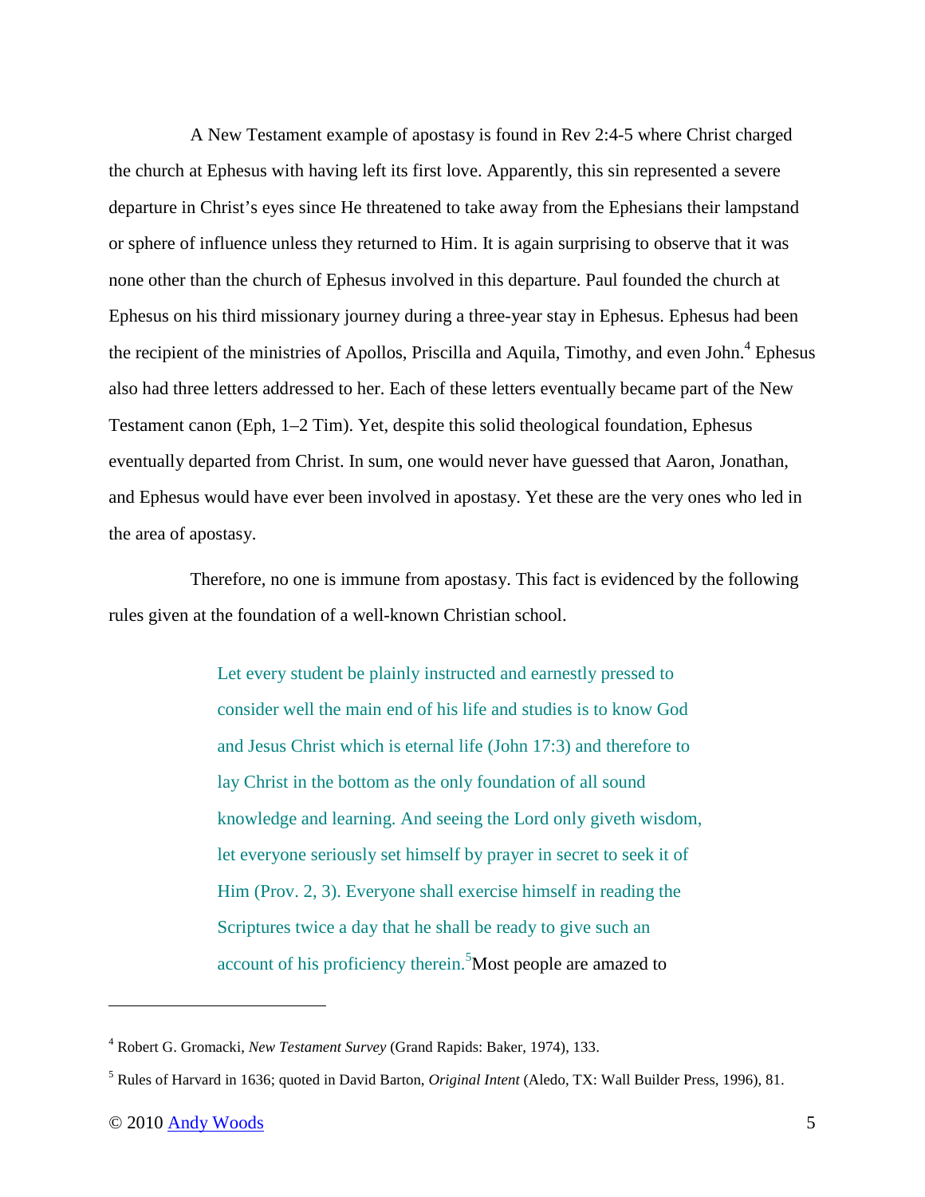A New Testament example of apostasy is found in Rev 2:4-5 where Christ charged the church at Ephesus with having left its first love. Apparently, this sin represented a severe departure in Christ's eyes since He threatened to take away from the Ephesians their lampstand or sphere of influence unless they returned to Him. It is again surprising to observe that it was none other than the church of Ephesus involved in this departure. Paul founded the church at Ephesus on his third missionary journey during a three-year stay in Ephesus. Ephesus had been the recipient of the ministries of Apollos, Priscilla and Aquila, Timothy, and even John.[4] Ephesus also had three letters addressed to her. Each of these letters eventually became part of the New Testament canon (Eph, 1–2 Tim). Yet, despite this solid theological foundation, Ephesus eventually departed from Christ. In sum, one would never have guessed that Aaron, Jonathan, and Ephesus would have ever been involved in apostasy. Yet these are the very ones who led in the area of apostasy.

Therefore, no one is immune from apostasy. This fact is evidenced by the following rules given at the foundation of a well-known Christian school.

> Let every student be plainly instructed and earnestly pressed to consider well the main end of his life and studies is to know God and Jesus Christ which is eternal life (John 17:3) and therefore to lay Christ in the bottom as the only foundation of all sound knowledge and learning. And seeing the Lord only giveth wisdom, let everyone seriously set himself by prayer in secret to seek it of Him (Prov. 2, 3). Everyone shall exercise himself in reading the Scriptures twice a day that he shall be ready to give such an account of his proficiency therein.[5]

Most people are amazed to

---

[4] Robert G. Gromacki, *New Testament Survey* (Grand Rapids: Baker, 1974), 133.

[5] Rules of Harvard in 1636; quoted in David Barton, *Original Intent* (Aledo, TX: Wall Builder Press, 1996), 81.

© 2010 Andy Woods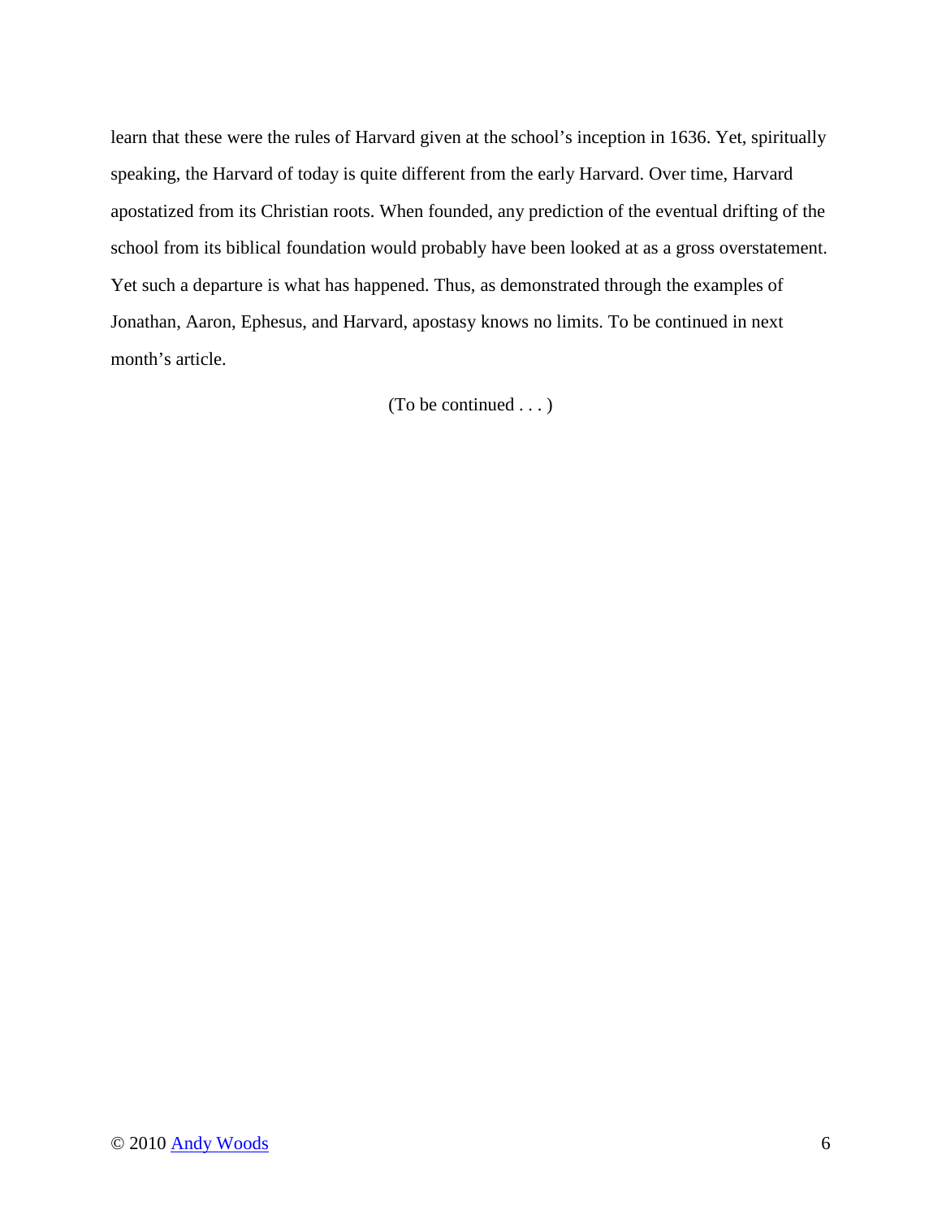learn that these were the rules of Harvard given at the school's inception in 1636. Yet, spiritually speaking, the Harvard of today is quite different from the early Harvard. Over time, Harvard apostatized from its Christian roots. When founded, any prediction of the eventual drifting of the school from its biblical foundation would probably have been looked at as a gross overstatement. Yet such a departure is what has happened. Thus, as demonstrated through the examples of Jonathan, Aaron, Ephesus, and Harvard, apostasy knows no limits. To be continued in next month's article.

(To be continued . . . )

© 2010 Andy Woods